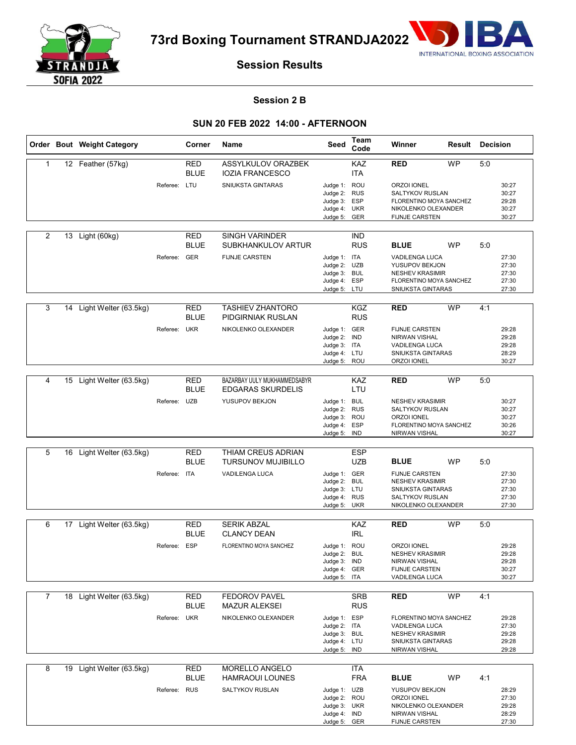# 73rd Boxing Tournament STRANDJA2022

## Session Results

### Session 2 B

### SUN 20 FEB 2022 14:00 - AFTERNOON

| Order | Bout | Weight Category | Corner | Name | Seed | Team Code | Winner | Result | Decision |
|---|---|---|---|---|---|---|---|---|---|
| 1 | 12 | Feather (57kg) | RED | ASSYLKULOV ORAZBEK | | KAZ | **RED** | WP | 5:0 |
| | | | BLUE | IOZIA FRANCESCO | | ITA | | | |
| | | Referee: | LTU | SNIUKSTA GINTARAS | Judge 1: | ROU | ORZOI IONEL | | 30:27 |
| | | | | | Judge 2: | RUS | SALTYKOV RUSLAN | | 30:27 |
| | | | | | Judge 3: | ESP | FLORENTINO MOYA SANCHEZ | | 29:28 |
| | | | | | Judge 4: | UKR | NIKOLENKO OLEXANDER | | 30:27 |
| | | | | | Judge 5: | GER | FIJNJE CARSTEN | | 30:27 |
| 2 | 13 | Light (60kg) | RED | SINGH VARINDER | | IND | | | |
| | | | BLUE | SUBKHANKULOV ARTUR | | RUS | **BLUE** | WP | 5:0 |
| | | Referee: | GER | FIJNJE CARSTEN | Judge 1: | ITA | VADILENGA LUCA | | 27:30 |
| | | | | | Judge 2: | UZB | YUSUPOV BEKJON | | 27:30 |
| | | | | | Judge 3: | BUL | NESHEV KRASIMIR | | 27:30 |
| | | | | | Judge 4: | ESP | FLORENTINO MOYA SANCHEZ | | 27:30 |
| | | | | | Judge 5: | LTU | SNIUKSTA GINTARAS | | 27:30 |
| 3 | 14 | Light Welter (63.5kg) | RED | TASHIEV ZHANTORO | | KGZ | **RED** | WP | 4:1 |
| | | | BLUE | PIDGIRNIAK RUSLAN | | RUS | | | |
| | | Referee: | UKR | NIKOLENKO OLEXANDER | Judge 1: | GER | FIJNJE CARSTEN | | 29:28 |
| | | | | | Judge 2: | IND | NIRWAN VISHAL | | 29:28 |
| | | | | | Judge 3: | ITA | VADILENGA LUCA | | 29:28 |
| | | | | | Judge 4: | LTU | SNIUKSTA GINTARAS | | 28:29 |
| | | | | | Judge 5: | ROU | ORZOI IONEL | | 30:27 |
| 4 | 15 | Light Welter (63.5kg) | RED | BAZARBAY UULY MUKHAMMEDSABYR | | KAZ | **RED** | WP | 5:0 |
| | | | BLUE | EDGARAS SKURDELIS | | LTU | | | |
| | | Referee: | UZB | YUSUPOV BEKJON | Judge 1: | BUL | NESHEV KRASIMIR | | 30:27 |
| | | | | | Judge 2: | RUS | SALTYKOV RUSLAN | | 30:27 |
| | | | | | Judge 3: | ROU | ORZOI IONEL | | 30:27 |
| | | | | | Judge 4: | ESP | FLORENTINO MOYA SANCHEZ | | 30:26 |
| | | | | | Judge 5: | IND | NIRWAN VISHAL | | 30:27 |
| 5 | 16 | Light Welter (63.5kg) | RED | THIAM CREUS ADRIAN | | ESP | | | |
| | | | BLUE | TURSUNOV MUJIBILLO | | UZB | **BLUE** | WP | 5:0 |
| | | Referee: | ITA | VADILENGA LUCA | Judge 1: | GER | FIJNJE CARSTEN | | 27:30 |
| | | | | | Judge 2: | BUL | NESHEV KRASIMIR | | 27:30 |
| | | | | | Judge 3: | LTU | SNIUKSTA GINTARAS | | 27:30 |
| | | | | | Judge 4: | RUS | SALTYKOV RUSLAN | | 27:30 |
| | | | | | Judge 5: | UKR | NIKOLENKO OLEXANDER | | 27:30 |
| 6 | 17 | Light Welter (63.5kg) | RED | SERIK ABZAL | | KAZ | **RED** | WP | 5:0 |
| | | | BLUE | CLANCY DEAN | | IRL | | | |
| | | Referee: | ESP | FLORENTINO MOYA SANCHEZ | Judge 1: | ROU | ORZOI IONEL | | 29:28 |
| | | | | | Judge 2: | BUL | NESHEV KRASIMIR | | 29:28 |
| | | | | | Judge 3: | IND | NIRWAN VISHAL | | 29:28 |
| | | | | | Judge 4: | GER | FIJNJE CARSTEN | | 30:27 |
| | | | | | Judge 5: | ITA | VADILENGA LUCA | | 30:27 |
| 7 | 18 | Light Welter (63.5kg) | RED | FEDOROV PAVEL | | SRB | **RED** | WP | 4:1 |
| | | | BLUE | MAZUR ALEKSEI | | RUS | | | |
| | | Referee: | UKR | NIKOLENKO OLEXANDER | Judge 1: | ESP | FLORENTINO MOYA SANCHEZ | | 29:28 |
| | | | | | Judge 2: | ITA | VADILENGA LUCA | | 27:30 |
| | | | | | Judge 3: | BUL | NESHEV KRASIMIR | | 29:28 |
| | | | | | Judge 4: | LTU | SNIUKSTA GINTARAS | | 29:28 |
| | | | | | Judge 5: | IND | NIRWAN VISHAL | | 29:28 |
| 8 | 19 | Light Welter (63.5kg) | RED | MORELLO ANGELO | | ITA | | | |
| | | | BLUE | HAMRAOUI LOUNES | | FRA | **BLUE** | WP | 4:1 |
| | | Referee: | RUS | SALTYKOV RUSLAN | Judge 1: | UZB | YUSUPOV BEKJON | | 28:29 |
| | | | | | Judge 2: | ROU | ORZOI IONEL | | 27:30 |
| | | | | | Judge 3: | UKR | NIKOLENKO OLEXANDER | | 29:28 |
| | | | | | Judge 4: | IND | NIRWAN VISHAL | | 28:29 |
| | | | | | Judge 5: | GER | FIJNJE CARSTEN | | 27:30 |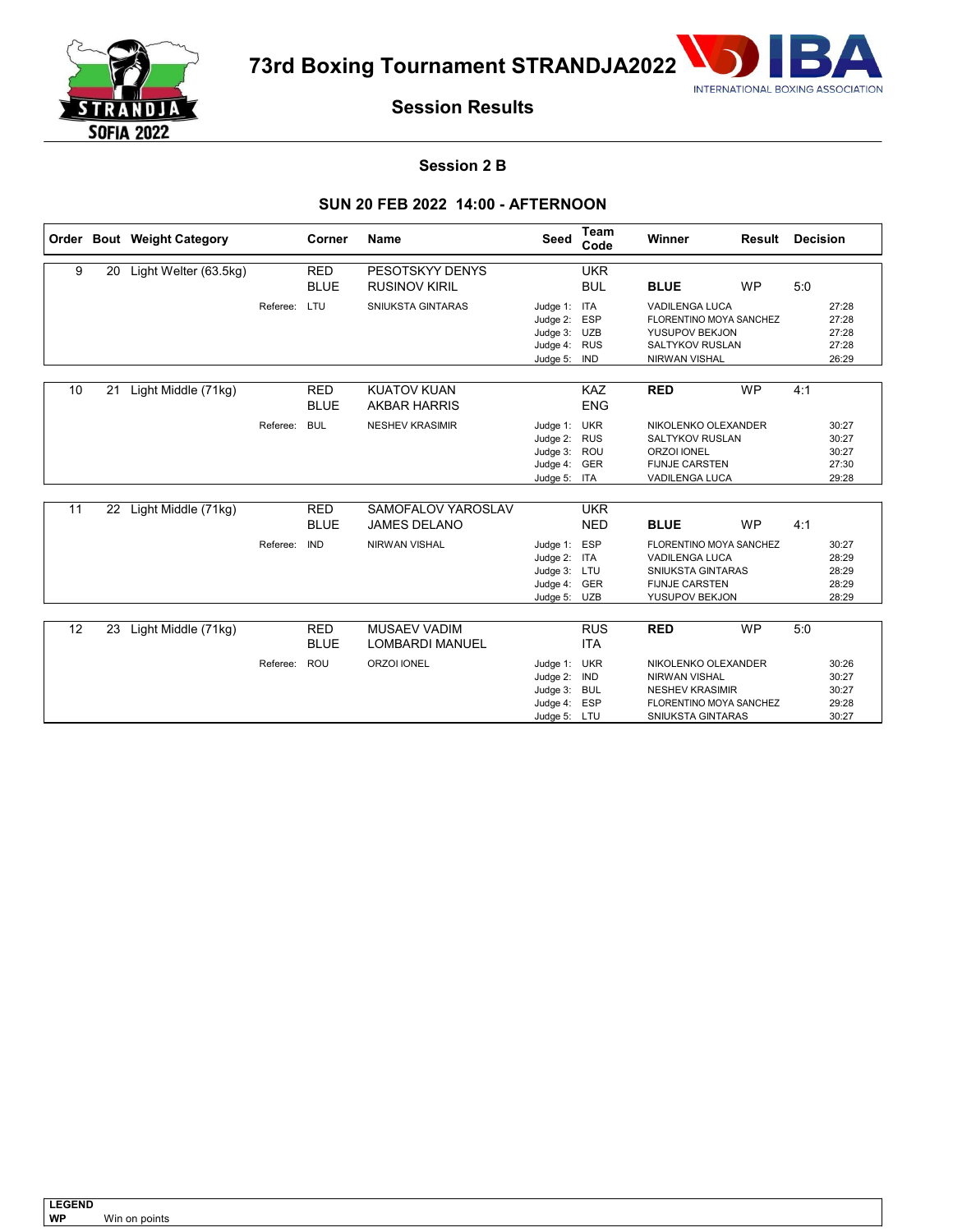# 73rd Boxing Tournament STRANDJA2022

## Session Results

### Session 2 B

### SUN 20 FEB 2022 14:00 - AFTERNOON

| Order | Bout | Weight Category | Corner | Name | Seed | Team Code | Winner | Result | Decision |
|---|---|---|---|---|---|---|---|---|---|
| 9 | 20 | Light Welter (63.5kg) | RED | PESOTSKYY DENYS | | UKR | | | |
| | | | BLUE | RUSINOV KIRIL | | BUL | **BLUE** | WP | 5:0 |
| | | Referee: | LTU | SNIUKSTA GINTARAS | Judge 1: | ITA | VADILENGA LUCA | | 27:28 |
| | | | | | Judge 2: | ESP | FLORENTINO MOYA SANCHEZ | | 27:28 |
| | | | | | Judge 3: | UZB | YUSUPOV BEKJON | | 27:28 |
| | | | | | Judge 4: | RUS | SALTYKOV RUSLAN | | 27:28 |
| | | | | | Judge 5: | IND | NIRWAN VISHAL | | 26:29 |
| 10 | 21 | Light Middle (71kg) | RED | KUATOV KUAN | | KAZ | **RED** | WP | 4:1 |
| | | | BLUE | AKBAR HARRIS | | ENG | | | |
| | | Referee: | BUL | NESHEV KRASIMIR | Judge 1: | UKR | NIKOLENKO OLEXANDER | | 30:27 |
| | | | | | Judge 2: | RUS | SALTYKOV RUSLAN | | 30:27 |
| | | | | | Judge 3: | ROU | ORZOI IONEL | | 30:27 |
| | | | | | Judge 4: | GER | FIJNJE CARSTEN | | 27:30 |
| | | | | | Judge 5: | ITA | VADILENGA LUCA | | 29:28 |
| 11 | 22 | Light Middle (71kg) | RED | SAMOFALOV YAROSLAV | | UKR | | | |
| | | | BLUE | JAMES DELANO | | NED | **BLUE** | WP | 4:1 |
| | | Referee: | IND | NIRWAN VISHAL | Judge 1: | ESP | FLORENTINO MOYA SANCHEZ | | 30:27 |
| | | | | | Judge 2: | ITA | VADILENGA LUCA | | 28:29 |
| | | | | | Judge 3: | LTU | SNIUKSTA GINTARAS | | 28:29 |
| | | | | | Judge 4: | GER | FIJNJE CARSTEN | | 28:29 |
| | | | | | Judge 5: | UZB | YUSUPOV BEKJON | | 28:29 |
| 12 | 23 | Light Middle (71kg) | RED | MUSAEV VADIM | | RUS | **RED** | WP | 5:0 |
| | | | BLUE | LOMBARDI MANUEL | | ITA | | | |
| | | Referee: | ROU | ORZOI IONEL | Judge 1: | UKR | NIKOLENKO OLEXANDER | | 30:26 |
| | | | | | Judge 2: | IND | NIRWAN VISHAL | | 30:27 |
| | | | | | Judge 3: | BUL | NESHEV KRASIMIR | | 30:27 |
| | | | | | Judge 4: | ESP | FLORENTINO MOYA SANCHEZ | | 29:28 |
| | | | | | Judge 5: | LTU | SNIUKSTA GINTARAS | | 30:27 |

**LEGEND**

**WP** Win on points